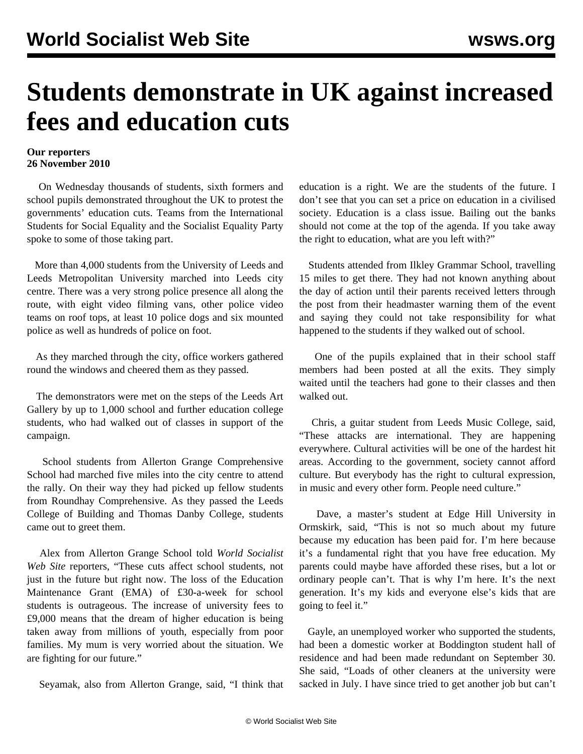# Students demonstrate in UK against increased fees and education cuts

**Our reporters**
**26 November 2010**

On Wednesday thousands of students, sixth formers and school pupils demonstrated throughout the UK to protest the governments' education cuts. Teams from the International Students for Social Equality and the Socialist Equality Party spoke to some of those taking part.

More than 4,000 students from the University of Leeds and Leeds Metropolitan University marched into Leeds city centre. There was a very strong police presence all along the route, with eight video filming vans, other police video teams on roof tops, at least 10 police dogs and six mounted police as well as hundreds of police on foot.

As they marched through the city, office workers gathered round the windows and cheered them as they passed.

The demonstrators were met on the steps of the Leeds Art Gallery by up to 1,000 school and further education college students, who had walked out of classes in support of the campaign.

School students from Allerton Grange Comprehensive School had marched five miles into the city centre to attend the rally. On their way they had picked up fellow students from Roundhay Comprehensive. As they passed the Leeds College of Building and Thomas Danby College, students came out to greet them.

Alex from Allerton Grange School told *World Socialist Web Site* reporters, "These cuts affect school students, not just in the future but right now. The loss of the Education Maintenance Grant (EMA) of £30-a-week for school students is outrageous. The increase of university fees to £9,000 means that the dream of higher education is being taken away from millions of youth, especially from poor families. My mum is very worried about the situation. We are fighting for our future."

Seyamak, also from Allerton Grange, said, "I think that education is a right. We are the students of the future. I don't see that you can set a price on education in a civilised society. Education is a class issue. Bailing out the banks should not come at the top of the agenda. If you take away the right to education, what are you left with?"

Students attended from Ilkley Grammar School, travelling 15 miles to get there. They had not known anything about the day of action until their parents received letters through the post from their headmaster warning them of the event and saying they could not take responsibility for what happened to the students if they walked out of school.

One of the pupils explained that in their school staff members had been posted at all the exits. They simply waited until the teachers had gone to their classes and then walked out.

Chris, a guitar student from Leeds Music College, said, "These attacks are international. They are happening everywhere. Cultural activities will be one of the hardest hit areas. According to the government, society cannot afford culture. But everybody has the right to cultural expression, in music and every other form. People need culture."

Dave, a master's student at Edge Hill University in Ormskirk, said, "This is not so much about my future because my education has been paid for. I'm here because it's a fundamental right that you have free education. My parents could maybe have afforded these rises, but a lot or ordinary people can't. That is why I'm here. It's the next generation. It's my kids and everyone else's kids that are going to feel it."

Gayle, an unemployed worker who supported the students, had been a domestic worker at Boddington student hall of residence and had been made redundant on September 30. She said, "Loads of other cleaners at the university were sacked in July. I have since tried to get another job but can't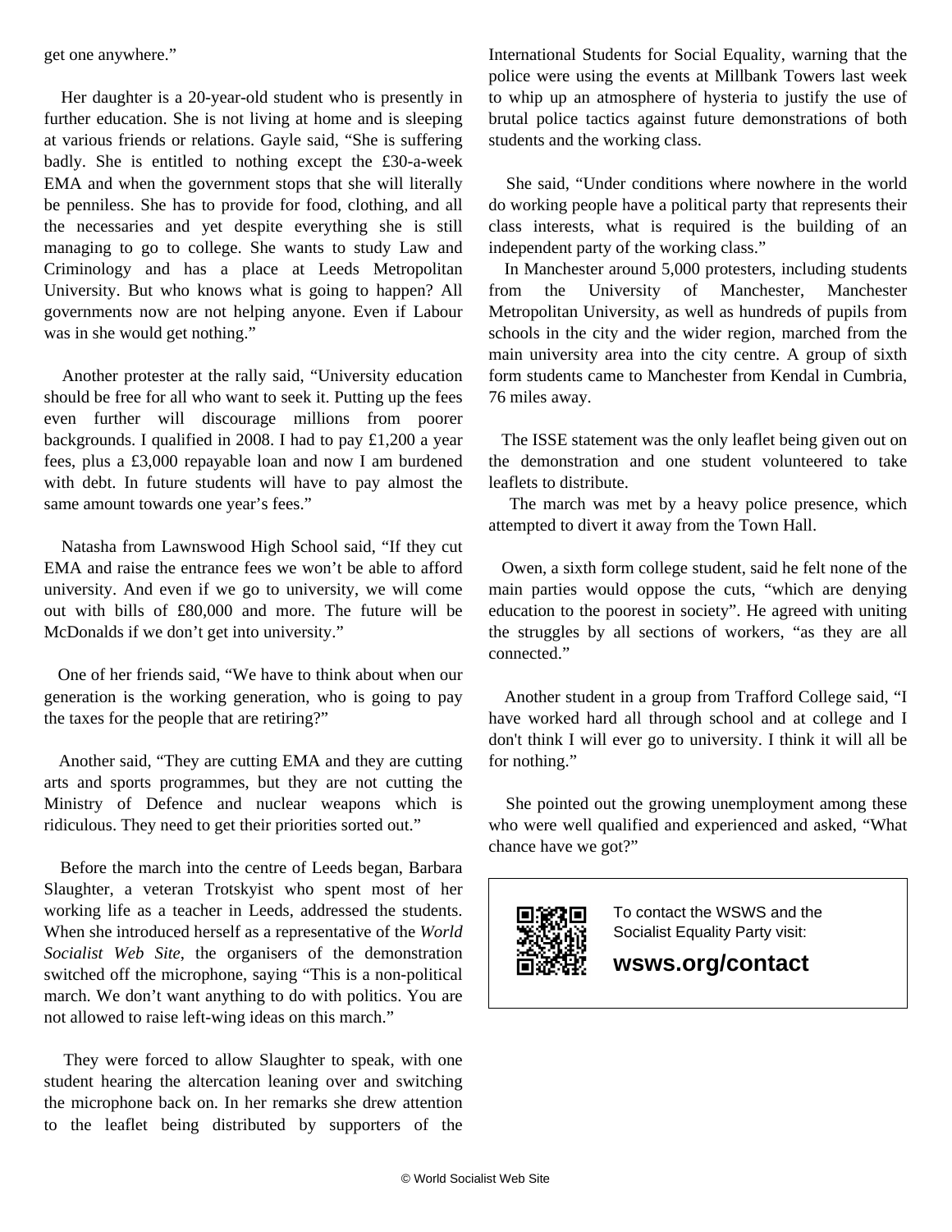get one anywhere."

Her daughter is a 20-year-old student who is presently in further education. She is not living at home and is sleeping at various friends or relations. Gayle said, "She is suffering badly. She is entitled to nothing except the £30-a-week EMA and when the government stops that she will literally be penniless. She has to provide for food, clothing, and all the necessaries and yet despite everything she is still managing to go to college. She wants to study Law and Criminology and has a place at Leeds Metropolitan University. But who knows what is going to happen? All governments now are not helping anyone. Even if Labour was in she would get nothing."

Another protester at the rally said, "University education should be free for all who want to seek it. Putting up the fees even further will discourage millions from poorer backgrounds. I qualified in 2008. I had to pay £1,200 a year fees, plus a £3,000 repayable loan and now I am burdened with debt. In future students will have to pay almost the same amount towards one year's fees."

Natasha from Lawnswood High School said, "If they cut EMA and raise the entrance fees we won't be able to afford university. And even if we go to university, we will come out with bills of £80,000 and more. The future will be McDonalds if we don't get into university."

One of her friends said, "We have to think about when our generation is the working generation, who is going to pay the taxes for the people that are retiring?"

Another said, "They are cutting EMA and they are cutting arts and sports programmes, but they are not cutting the Ministry of Defence and nuclear weapons which is ridiculous. They need to get their priorities sorted out."

Before the march into the centre of Leeds began, Barbara Slaughter, a veteran Trotskyist who spent most of her working life as a teacher in Leeds, addressed the students. When she introduced herself as a representative of the *World Socialist Web Site*, the organisers of the demonstration switched off the microphone, saying "This is a non-political march. We don't want anything to do with politics. You are not allowed to raise left-wing ideas on this march."

They were forced to allow Slaughter to speak, with one student hearing the altercation leaning over and switching the microphone back on. In her remarks she drew attention to the leaflet being distributed by supporters of the International Students for Social Equality, warning that the police were using the events at Millbank Towers last week to whip up an atmosphere of hysteria to justify the use of brutal police tactics against future demonstrations of both students and the working class.

She said, "Under conditions where nowhere in the world do working people have a political party that represents their class interests, what is required is the building of an independent party of the working class."

In Manchester around 5,000 protesters, including students from the University of Manchester, Manchester Metropolitan University, as well as hundreds of pupils from schools in the city and the wider region, marched from the main university area into the city centre. A group of sixth form students came to Manchester from Kendal in Cumbria, 76 miles away.

The ISSE statement was the only leaflet being given out on the demonstration and one student volunteered to take leaflets to distribute.

The march was met by a heavy police presence, which attempted to divert it away from the Town Hall.

Owen, a sixth form college student, said he felt none of the main parties would oppose the cuts, "which are denying education to the poorest in society". He agreed with uniting the struggles by all sections of workers, "as they are all connected."

Another student in a group from Trafford College said, "I have worked hard all through school and at college and I don't think I will ever go to university. I think it will all be for nothing."

She pointed out the growing unemployment among these who were well qualified and experienced and asked, "What chance have we got?"

To contact the WSWS and the Socialist Equality Party visit:

**wsws.org/contact**